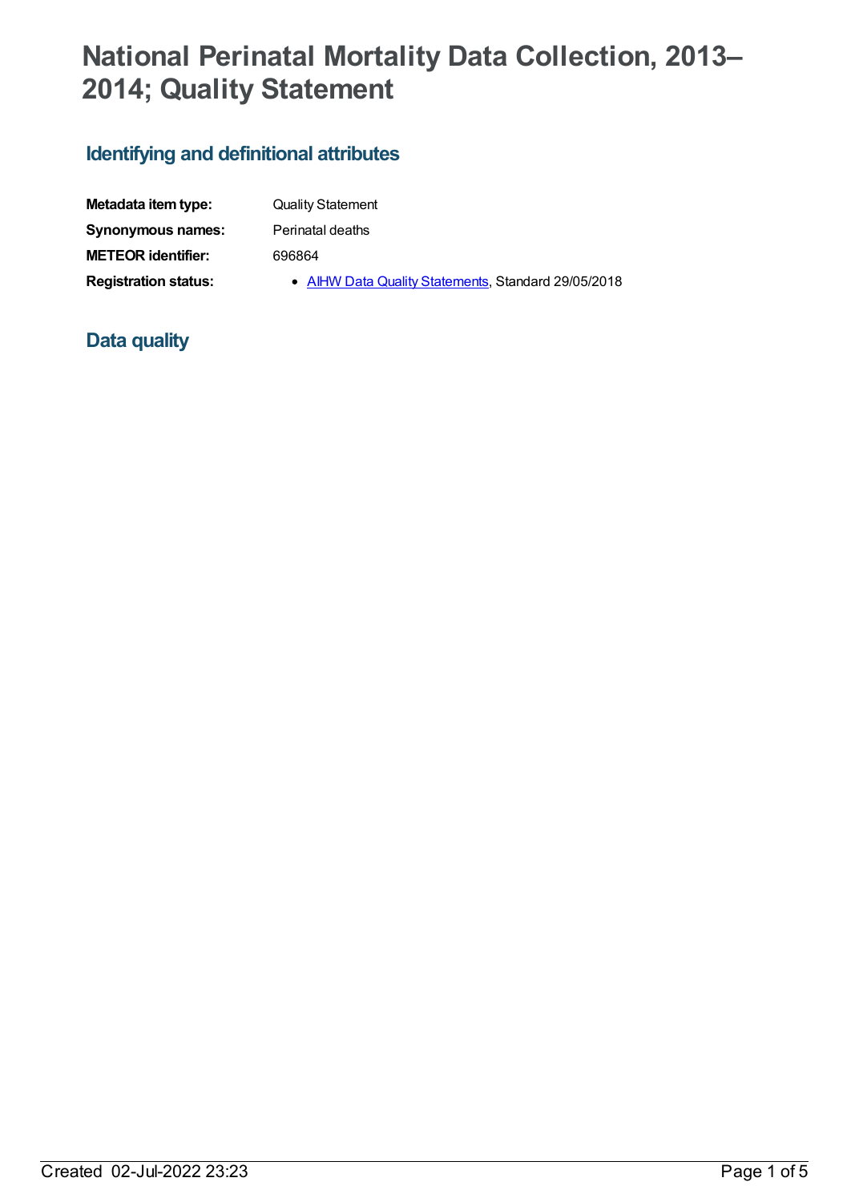# National Perinatal Mortality Data Collection, 2013–2014; Quality Statement

## Identifying and definitional attributes

| | |
|---|---|
| **Metadata item type:** | Quality Statement |
| **Synonymous names:** | Perinatal deaths |
| **METEOR identifier:** | 696864 |
| **Registration status:** | • AIHW Data Quality Statements, Standard 29/05/2018 |

## Data quality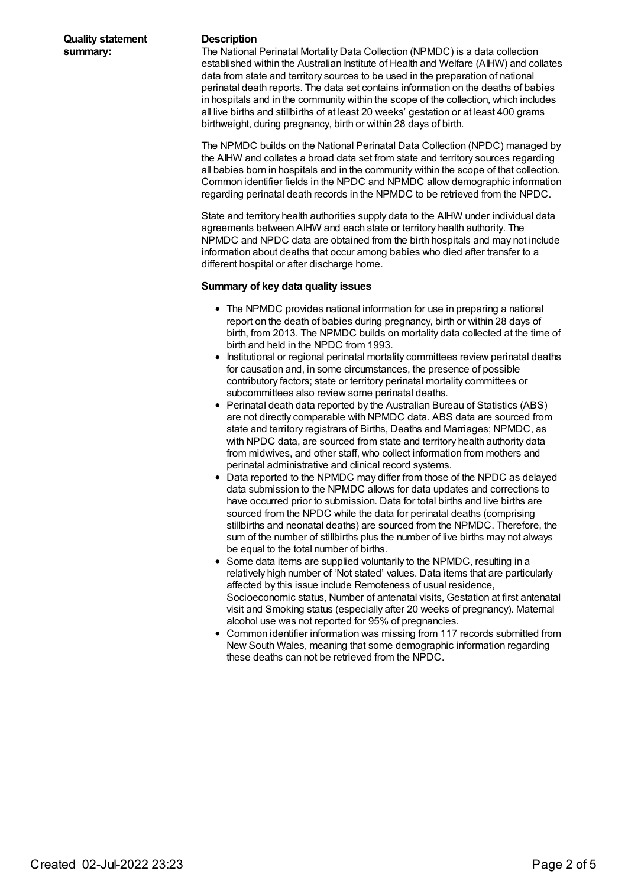**Quality statement summary:**

**Description**

The National Perinatal Mortality Data Collection (NPMDC) is a data collection established within the Australian Institute of Health and Welfare (AIHW) and collates data from state and territory sources to be used in the preparation of national perinatal death reports. The data set contains information on the deaths of babies in hospitals and in the community within the scope of the collection, which includes all live births and stillbirths of at least 20 weeks' gestation or at least 400 grams birthweight, during pregnancy, birth or within 28 days of birth.

The NPMDC builds on the National Perinatal Data Collection (NPDC) managed by the AIHW and collates a broad data set from state and territory sources regarding all babies born in hospitals and in the community within the scope of that collection. Common identifier fields in the NPDC and NPMDC allow demographic information regarding perinatal death records in the NPMDC to be retrieved from the NPDC.

State and territory health authorities supply data to the AIHW under individual data agreements between AIHW and each state or territory health authority. The NPMDC and NPDC data are obtained from the birth hospitals and may not include information about deaths that occur among babies who died after transfer to a different hospital or after discharge home.

**Summary of key data quality issues**

- The NPMDC provides national information for use in preparing a national report on the death of babies during pregnancy, birth or within 28 days of birth, from 2013. The NPMDC builds on mortality data collected at the time of birth and held in the NPDC from 1993.
- Institutional or regional perinatal mortality committees review perinatal deaths for causation and, in some circumstances, the presence of possible contributory factors; state or territory perinatal mortality committees or subcommittees also review some perinatal deaths.
- Perinatal death data reported by the Australian Bureau of Statistics (ABS) are not directly comparable with NPMDC data. ABS data are sourced from state and territory registrars of Births, Deaths and Marriages; NPMDC, as with NPDC data, are sourced from state and territory health authority data from midwives, and other staff, who collect information from mothers and perinatal administrative and clinical record systems.
- Data reported to the NPMDC may differ from those of the NPDC as delayed data submission to the NPMDC allows for data updates and corrections to have occurred prior to submission. Data for total births and live births are sourced from the NPDC while the data for perinatal deaths (comprising stillbirths and neonatal deaths) are sourced from the NPMDC. Therefore, the sum of the number of stillbirths plus the number of live births may not always be equal to the total number of births.
- Some data items are supplied voluntarily to the NPMDC, resulting in a relatively high number of 'Not stated' values. Data items that are particularly affected by this issue include Remoteness of usual residence, Socioeconomic status, Number of antenatal visits, Gestation at first antenatal visit and Smoking status (especially after 20 weeks of pregnancy). Maternal alcohol use was not reported for 95% of pregnancies.
- Common identifier information was missing from 117 records submitted from New South Wales, meaning that some demographic information regarding these deaths can not be retrieved from the NPDC.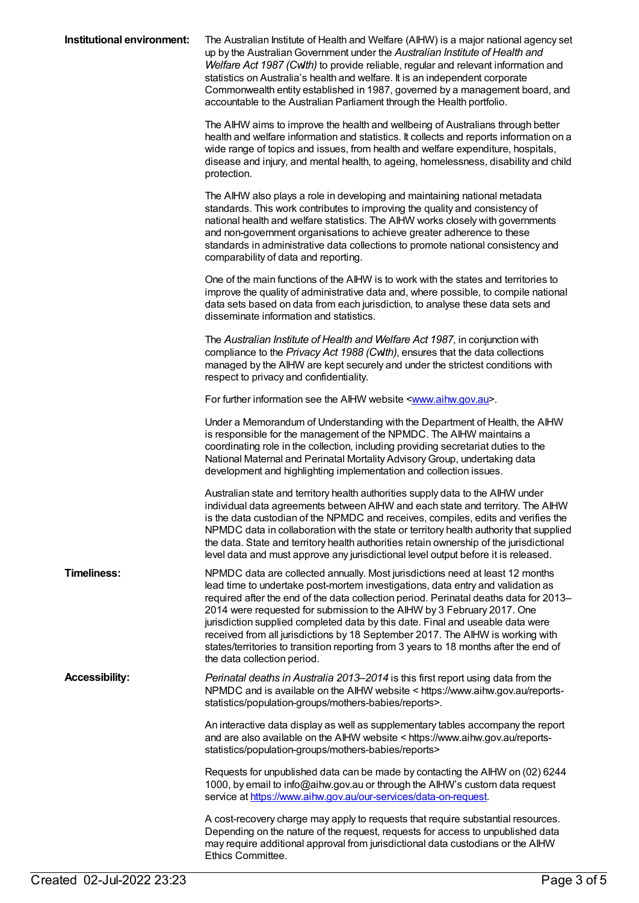**Institutional environment:**

The Australian Institute of Health and Welfare (AIHW) is a major national agency set up by the Australian Government under the *Australian Institute of Health and Welfare Act 1987 (Cwlth)* to provide reliable, regular and relevant information and statistics on Australia's health and welfare. It is an independent corporate Commonwealth entity established in 1987, governed by a management board, and accountable to the Australian Parliament through the Health portfolio.

The AIHW aims to improve the health and wellbeing of Australians through better health and welfare information and statistics. It collects and reports information on a wide range of topics and issues, from health and welfare expenditure, hospitals, disease and injury, and mental health, to ageing, homelessness, disability and child protection.

The AIHW also plays a role in developing and maintaining national metadata standards. This work contributes to improving the quality and consistency of national health and welfare statistics. The AIHW works closely with governments and non-government organisations to achieve greater adherence to these standards in administrative data collections to promote national consistency and comparability of data and reporting.

One of the main functions of the AIHW is to work with the states and territories to improve the quality of administrative data and, where possible, to compile national data sets based on data from each jurisdiction, to analyse these data sets and disseminate information and statistics.

The *Australian Institute of Health and Welfare Act 1987*, in conjunction with compliance to the *Privacy Act 1988 (Cwlth)*, ensures that the data collections managed by the AIHW are kept securely and under the strictest conditions with respect to privacy and confidentiality.

For further information see the AIHW website <www.aihw.gov.au>.

Under a Memorandum of Understanding with the Department of Health, the AIHW is responsible for the management of the NPMDC. The AIHW maintains a coordinating role in the collection, including providing secretariat duties to the National Maternal and Perinatal Mortality Advisory Group, undertaking data development and highlighting implementation and collection issues.

Australian state and territory health authorities supply data to the AIHW under individual data agreements between AIHW and each state and territory. The AIHW is the data custodian of the NPMDC and receives, compiles, edits and verifies the NPMDC data in collaboration with the state or territory health authority that supplied the data. State and territory health authorities retain ownership of the jurisdictional level data and must approve any jurisdictional level output before it is released.

**Timeliness:**

NPMDC data are collected annually. Most jurisdictions need at least 12 months lead time to undertake post-mortem investigations, data entry and validation as required after the end of the data collection period. Perinatal deaths data for 2013–2014 were requested for submission to the AIHW by 3 February 2017. One jurisdiction supplied completed data by this date. Final and useable data were received from all jurisdictions by 18 September 2017. The AIHW is working with states/territories to transition reporting from 3 years to 18 months after the end of the data collection period.

**Accessibility:**

*Perinatal deaths in Australia 2013–2014* is this first report using data from the NPMDC and is available on the AIHW website < https://www.aihw.gov.au/reports-statistics/population-groups/mothers-babies/reports>.

An interactive data display as well as supplementary tables accompany the report and are also available on the AIHW website < https://www.aihw.gov.au/reports-statistics/population-groups/mothers-babies/reports>

Requests for unpublished data can be made by contacting the AIHW on (02) 6244 1000, by email to info@aihw.gov.au or through the AIHW's custom data request service at https://www.aihw.gov.au/our-services/data-on-request.

A cost-recovery charge may apply to requests that require substantial resources. Depending on the nature of the request, requests for access to unpublished data may require additional approval from jurisdictional data custodians or the AIHW Ethics Committee.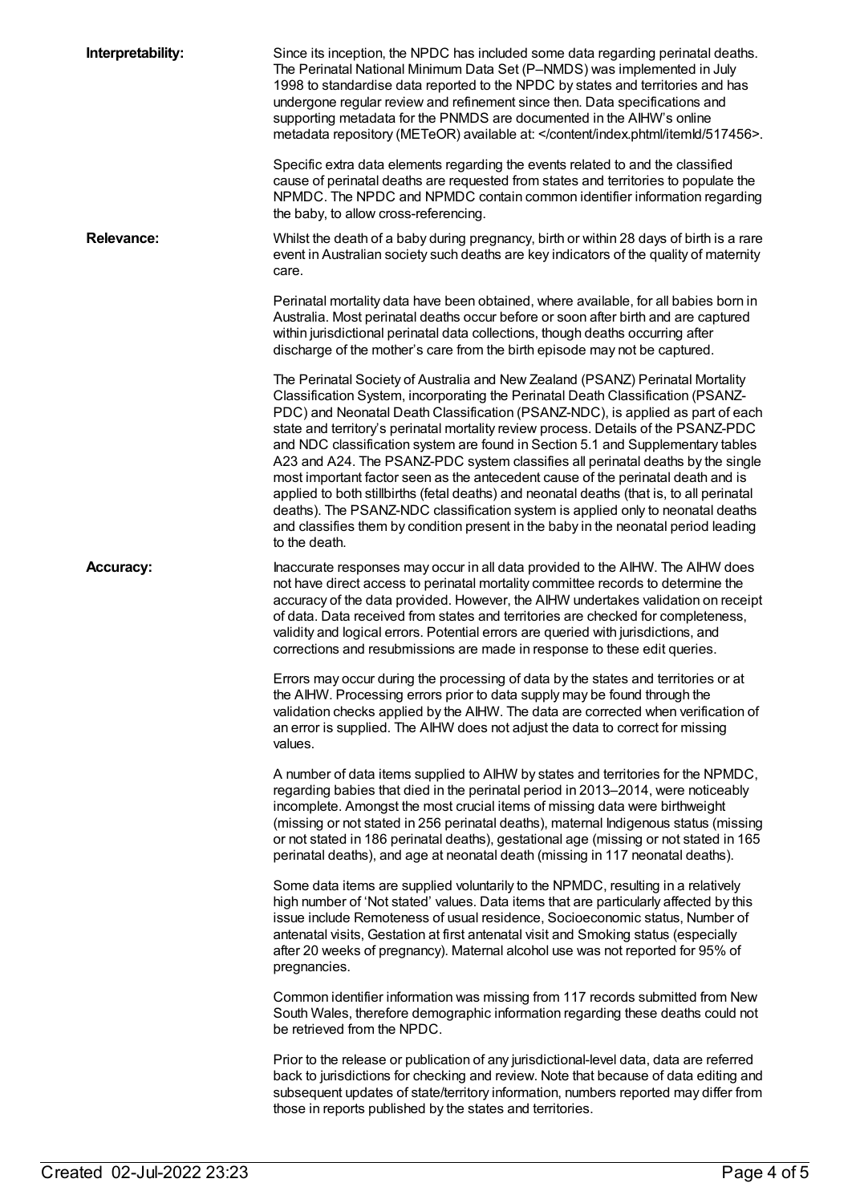**Interpretability:**

Since its inception, the NPDC has included some data regarding perinatal deaths. The Perinatal National Minimum Data Set (P–NMDS) was implemented in July 1998 to standardise data reported to the NPDC by states and territories and has undergone regular review and refinement since then. Data specifications and supporting metadata for the PNMDS are documented in the AIHW's online metadata repository (METeOR) available at: </content/index.phtml/itemId/517456>.

Specific extra data elements regarding the events related to and the classified cause of perinatal deaths are requested from states and territories to populate the NPMDC. The NPDC and NPMDC contain common identifier information regarding the baby, to allow cross-referencing.

**Relevance:**

Whilst the death of a baby during pregnancy, birth or within 28 days of birth is a rare event in Australian society such deaths are key indicators of the quality of maternity care.

Perinatal mortality data have been obtained, where available, for all babies born in Australia. Most perinatal deaths occur before or soon after birth and are captured within jurisdictional perinatal data collections, though deaths occurring after discharge of the mother's care from the birth episode may not be captured.

The Perinatal Society of Australia and New Zealand (PSANZ) Perinatal Mortality Classification System, incorporating the Perinatal Death Classification (PSANZ-PDC) and Neonatal Death Classification (PSANZ-NDC), is applied as part of each state and territory's perinatal mortality review process. Details of the PSANZ-PDC and NDC classification system are found in Section 5.1 and Supplementary tables A23 and A24. The PSANZ-PDC system classifies all perinatal deaths by the single most important factor seen as the antecedent cause of the perinatal death and is applied to both stillbirths (fetal deaths) and neonatal deaths (that is, to all perinatal deaths). The PSANZ-NDC classification system is applied only to neonatal deaths and classifies them by condition present in the baby in the neonatal period leading to the death.

**Accuracy:**

Inaccurate responses may occur in all data provided to the AIHW. The AIHW does not have direct access to perinatal mortality committee records to determine the accuracy of the data provided. However, the AIHW undertakes validation on receipt of data. Data received from states and territories are checked for completeness, validity and logical errors. Potential errors are queried with jurisdictions, and corrections and resubmissions are made in response to these edit queries.

Errors may occur during the processing of data by the states and territories or at the AIHW. Processing errors prior to data supply may be found through the validation checks applied by the AIHW. The data are corrected when verification of an error is supplied. The AIHW does not adjust the data to correct for missing values.

A number of data items supplied to AIHW by states and territories for the NPMDC, regarding babies that died in the perinatal period in 2013–2014, were noticeably incomplete. Amongst the most crucial items of missing data were birthweight (missing or not stated in 256 perinatal deaths), maternal Indigenous status (missing or not stated in 186 perinatal deaths), gestational age (missing or not stated in 165 perinatal deaths), and age at neonatal death (missing in 117 neonatal deaths).

Some data items are supplied voluntarily to the NPMDC, resulting in a relatively high number of 'Not stated' values. Data items that are particularly affected by this issue include Remoteness of usual residence, Socioeconomic status, Number of antenatal visits, Gestation at first antenatal visit and Smoking status (especially after 20 weeks of pregnancy). Maternal alcohol use was not reported for 95% of pregnancies.

Common identifier information was missing from 117 records submitted from New South Wales, therefore demographic information regarding these deaths could not be retrieved from the NPDC.

Prior to the release or publication of any jurisdictional-level data, data are referred back to jurisdictions for checking and review. Note that because of data editing and subsequent updates of state/territory information, numbers reported may differ from those in reports published by the states and territories.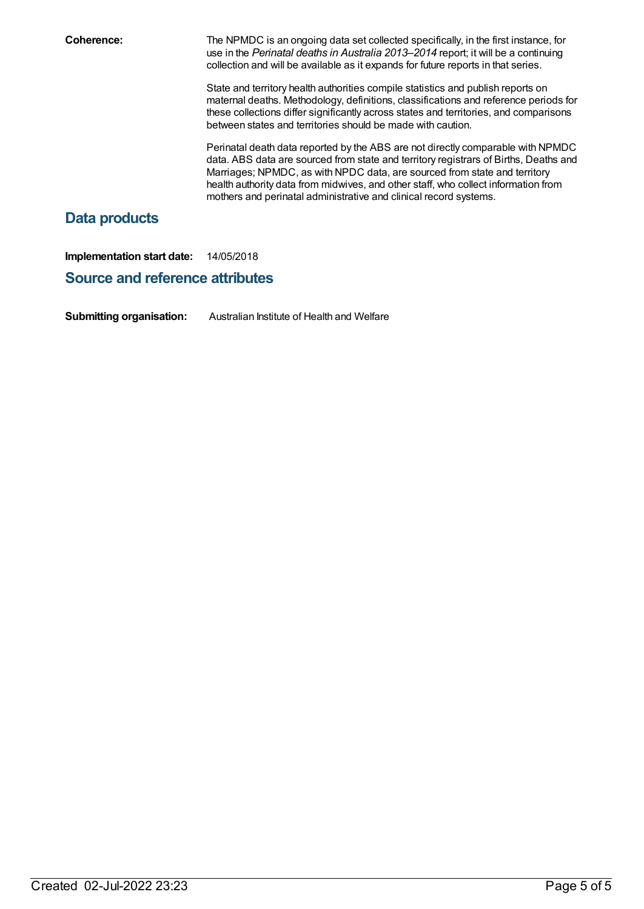**Coherence:** The NPMDC is an ongoing data set collected specifically, in the first instance, for use in the *Perinatal deaths in Australia 2013–2014* report; it will be a continuing collection and will be available as it expands for future reports in that series.

State and territory health authorities compile statistics and publish reports on maternal deaths. Methodology, definitions, classifications and reference periods for these collections differ significantly across states and territories, and comparisons between states and territories should be made with caution.

Perinatal death data reported by the ABS are not directly comparable with NPMDC data. ABS data are sourced from state and territory registrars of Births, Deaths and Marriages; NPMDC, as with NPDC data, are sourced from state and territory health authority data from midwives, and other staff, who collect information from mothers and perinatal administrative and clinical record systems.

## Data products

**Implementation start date:** 14/05/2018

## Source and reference attributes

**Submitting organisation:** Australian Institute of Health and Welfare